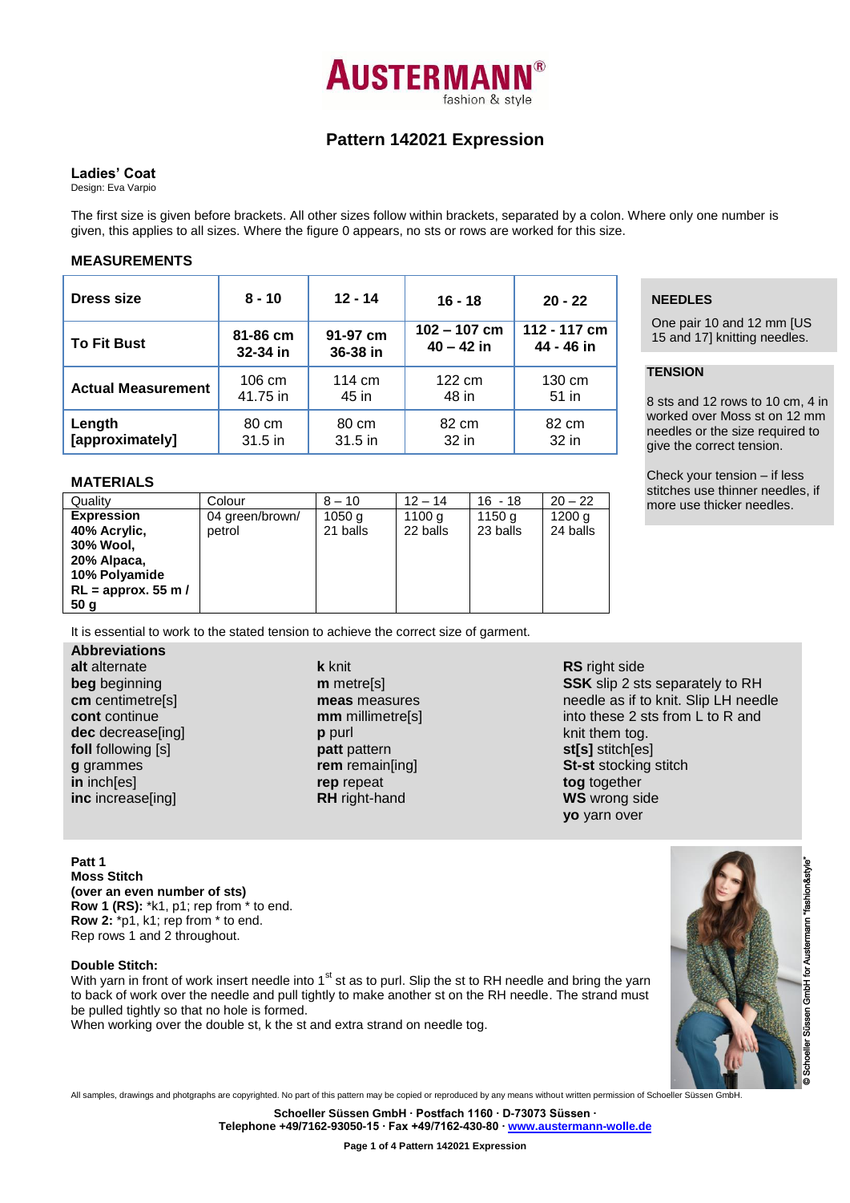# AUSTERMANN®

fashion & style

## Pattern 142021 Expression

**Ladies' Coat**

Design: Eva Varpio

The first size is given before brackets. All other sizes follow within brackets, separated by a colon. Where only one number is given, this applies to all sizes. Where the figure 0 appears, no sts or rows are worked for this size.

### MEASUREMENTS

| Dress size | 8 - 10 | 12 - 14 | 16 - 18 | 20 - 22 |
|---|---|---|---|---|
| To Fit Bust | 81-86 cm 32-34 in | 91-97 cm 36-38 in | 102 – 107 cm 40 – 42 in | 112 - 117 cm 44 - 46 in |
| Actual Measurement | 106 cm 41.75 in | 114 cm 45 in | 122 cm 48 in | 130 cm 51 in |
| Length [approximately] | 80 cm 31.5 in | 80 cm 31.5 in | 82 cm 32 in | 82 cm 32 in |

### NEEDLES

One pair 10 and 12 mm [US 15 and 17] knitting needles.

### TENSION

8 sts and 12 rows to 10 cm, 4 in worked over Moss st on 12 mm needles or the size required to give the correct tension.

Check your tension – if less stitches use thinner needles, if more use thicker needles.

### MATERIALS

| Quality | Colour | 8 – 10 | 12 – 14 | 16 - 18 | 20 – 22 |
|---|---|---|---|---|---|
| **Expression 40% Acrylic, 30% Wool, 20% Alpaca, 10% Polyamide RL = approx. 55 m / 50 g** | 04 green/brown/ petrol | 1050 g 21 balls | 1100 g 22 balls | 1150 g 23 balls | 1200 g 24 balls |

It is essential to work to the stated tension to achieve the correct size of garment.

**Abbreviations**

**alt** alternate
**beg** beginning
**cm** centimetre[s]
**cont** continue
**dec** decrease[ing]
**foll** following [s]
**g** grammes
**in** inch[es]
**inc** increase[ing]
**k** knit
**m** metre[s]
**meas** measures
**mm** millimetre[s]
**p** purl
**patt** pattern
**rem** remain[ing]
**rep** repeat
**RH** right-hand
**RS** right side
**SSK** slip 2 sts separately to RH needle as if to knit. Slip LH needle into these 2 sts from L to R and knit them tog.
**st[s]** stitch[es]
**St-st** stocking stitch
**tog** together
**WS** wrong side
**yo** yarn over

**Patt 1**
**Moss Stitch**
**(over an even number of sts)**
**Row 1 (RS):** *k1, p1; rep from * to end.
**Row 2:** *p1, k1; rep from * to end.
Rep rows 1 and 2 throughout.

**Double Stitch:**
With yarn in front of work insert needle into 1st st as to purl. Slip the st to RH needle and bring the yarn to back of work over the needle and pull tightly to make another st on the RH needle. The strand must be pulled tightly so that no hole is formed.
When working over the double st, k the st and extra strand on needle tog.

© Schoeller Süssen GmbH for Austermann "fashion&style"

All samples, drawings and photgraphs are copyrighted. No part of this pattern may be copied or reproduced by any means without written permission of Schoeller Süssen GmbH.

**Schoeller Süssen GmbH · Postfach 1160 · D-73073 Süssen ·**
**Telephone +49/7162-93050-15 · Fax +49/7162-430-80 · www.austermann-wolle.de**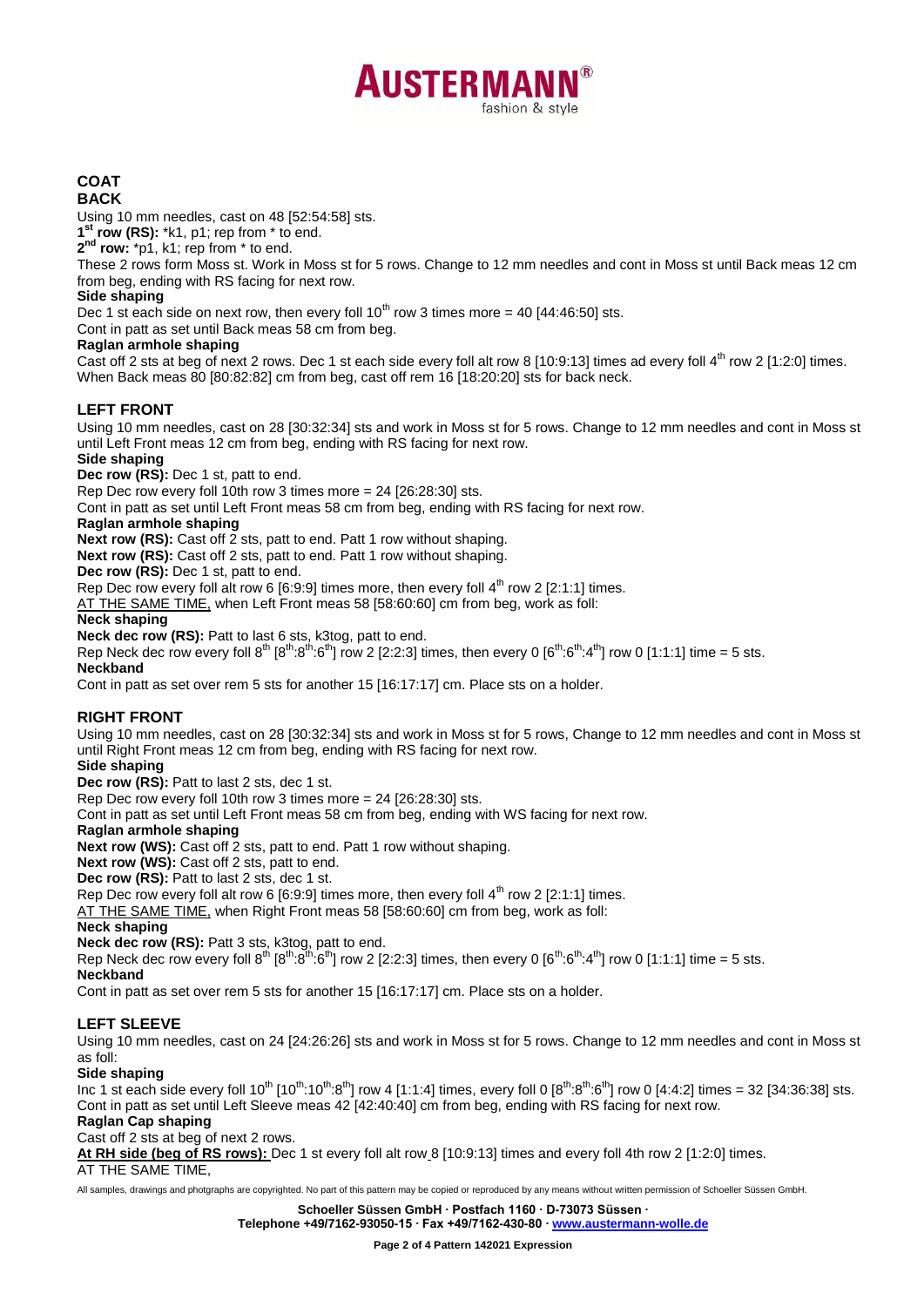# COAT

## BACK

Using 10 mm needles, cast on 48 [52:54:58] sts.

**1st row (RS):** *k1, p1; rep from * to end.

**2nd row:** *p1, k1; rep from * to end.

These 2 rows form Moss st. Work in Moss st for 5 rows. Change to 12 mm needles and cont in Moss st until Back meas 12 cm from beg, ending with RS facing for next row.

**Side shaping**

Dec 1 st each side on next row, then every foll 10th row 3 times more = 40 [44:46:50] sts.

Cont in patt as set until Back meas 58 cm from beg.

**Raglan armhole shaping**

Cast off 2 sts at beg of next 2 rows. Dec 1 st each side every foll alt row 8 [10:9:13] times ad every foll 4th row 2 [1:2:0] times.

When Back meas 80 [80:82:82] cm from beg, cast off rem 16 [18:20:20] sts for back neck.

## LEFT FRONT

Using 10 mm needles, cast on 28 [30:32:34] sts and work in Moss st for 5 rows. Change to 12 mm needles and cont in Moss st until Left Front meas 12 cm from beg, ending with RS facing for next row.

**Side shaping**

**Dec row (RS):** Dec 1 st, patt to end.

Rep Dec row every foll 10th row 3 times more = 24 [26:28:30] sts.

Cont in patt as set until Left Front meas 58 cm from beg, ending with RS facing for next row.

**Raglan armhole shaping**

**Next row (RS):** Cast off 2 sts, patt to end. Patt 1 row without shaping.

**Next row (RS):** Cast off 2 sts, patt to end. Patt 1 row without shaping.

**Dec row (RS):** Dec 1 st, patt to end.

Rep Dec row every foll alt row 6 [6:9:9] times more, then every foll 4th row 2 [2:1:1] times.

AT THE SAME TIME, when Left Front meas 58 [58:60:60] cm from beg, work as foll:

**Neck shaping**

**Neck dec row (RS):** Patt to last 6 sts, k3tog, patt to end.

Rep Neck dec row every foll 8th [8th:8th:6th] row 2 [2:2:3] times, then every 0 [6th:6th:4th] row 0 [1:1:1] time = 5 sts.

**Neckband**

Cont in patt as set over rem 5 sts for another 15 [16:17:17] cm. Place sts on a holder.

## RIGHT FRONT

Using 10 mm needles, cast on 28 [30:32:34] sts and work in Moss st for 5 rows, Change to 12 mm needles and cont in Moss st until Right Front meas 12 cm from beg, ending with RS facing for next row.

**Side shaping**

**Dec row (RS):** Patt to last 2 sts, dec 1 st.

Rep Dec row every foll 10th row 3 times more = 24 [26:28:30] sts.

Cont in patt as set until Left Front meas 58 cm from beg, ending with WS facing for next row.

**Raglan armhole shaping**

**Next row (WS):** Cast off 2 sts, patt to end. Patt 1 row without shaping.

**Next row (WS):** Cast off 2 sts, patt to end.

**Dec row (RS):** Patt to last 2 sts, dec 1 st.

Rep Dec row every foll alt row 6 [6:9:9] times more, then every foll 4th row 2 [2:1:1] times.

AT THE SAME TIME, when Right Front meas 58 [58:60:60] cm from beg, work as foll:

**Neck shaping**

**Neck dec row (RS):** Patt 3 sts, k3tog, patt to end.

Rep Neck dec row every foll 8th [8th:8th:6th] row 2 [2:2:3] times, then every 0 [6th:6th:4th] row 0 [1:1:1] time = 5 sts.

**Neckband**

Cont in patt as set over rem 5 sts for another 15 [16:17:17] cm. Place sts on a holder.

## LEFT SLEEVE

Using 10 mm needles, cast on 24 [24:26:26] sts and work in Moss st for 5 rows. Change to 12 mm needles and cont in Moss st as foll:

**Side shaping**

Inc 1 st each side every foll 10th [10th:10th:8th] row 4 [1:1:4] times, every foll 0 [8th:8th:6th] row 0 [4:4:2] times = 32 [34:36:38] sts.

Cont in patt as set until Left Sleeve meas 42 [42:40:40] cm from beg, ending with RS facing for next row.

**Raglan Cap shaping**

Cast off 2 sts at beg of next 2 rows.

**At RH side (beg of RS rows):** Dec 1 st every foll alt row 8 [10:9:13] times and every foll 4th row 2 [1:2:0] times.

AT THE SAME TIME,

All samples, drawings and photgraphs are copyrighted. No part of this pattern may be copied or reproduced by any means without written permission of Schoeller Süssen GmbH.

Schoeller Süssen GmbH · Postfach 1160 · D-73073 Süssen ·
Telephone +49/7162-93050-15 · Fax +49/7162-430-80 · www.austermann-wolle.de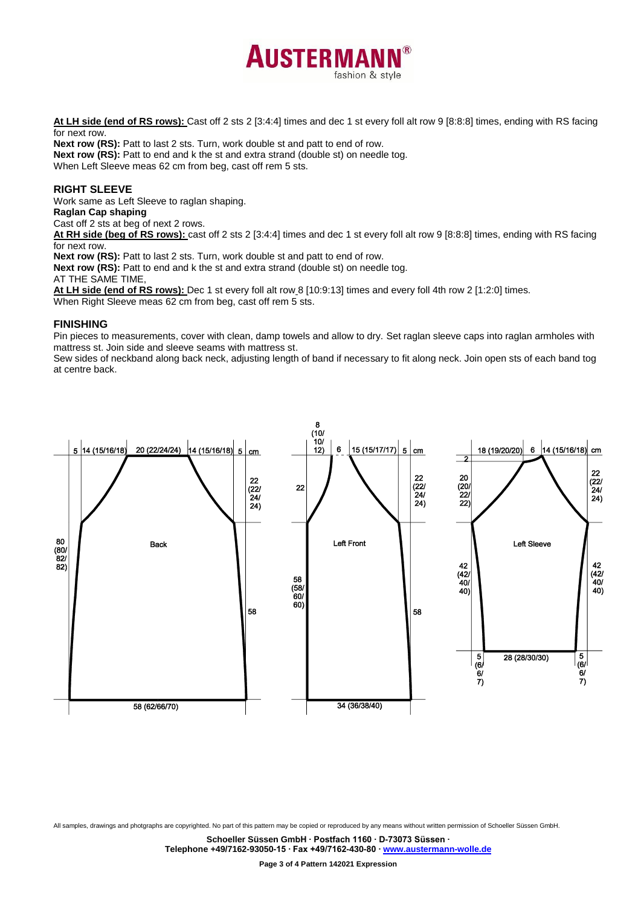**At LH side (end of RS rows):** Cast off 2 sts 2 [3:4:4] times and dec 1 st every foll alt row 9 [8:8:8] times, ending with RS facing for next row.

**Next row (RS):** Patt to last 2 sts. Turn, work double st and patt to end of row.

**Next row (RS):** Patt to end and k the st and extra strand (double st) on needle tog.

When Left Sleeve meas 62 cm from beg, cast off rem 5 sts.

## RIGHT SLEEVE

Work same as Left Sleeve to raglan shaping.

**Raglan Cap shaping**

Cast off 2 sts at beg of next 2 rows.

**At RH side (beg of RS rows):** cast off 2 sts 2 [3:4:4] times and dec 1 st every foll alt row 9 [8:8:8] times, ending with RS facing for next row.

**Next row (RS):** Patt to last 2 sts. Turn, work double st and patt to end of row.

**Next row (RS):** Patt to end and k the st and extra strand (double st) on needle tog.

AT THE SAME TIME,

**At LH side (end of RS rows):** Dec 1 st every foll alt row 8 [10:9:13] times and every foll 4th row 2 [1:2:0] times.

When Right Sleeve meas 62 cm from beg, cast off rem 5 sts.

## FINISHING

Pin pieces to measurements, cover with clean, damp towels and allow to dry. Set raglan sleeve caps into raglan armholes with mattress st. Join side and sleeve seams with mattress st.

Sew sides of neckband along back neck, adjusting length of band if necessary to fit along neck. Join open sts of each band tog at centre back.

Back: 5 | 14 (15/16/18) | 20 (22/24/24) | 14 (15/16/18) | 5 cm; 22 (22/24/24); 80 (80/82/82); 58; 58 (62/66/70)

Left Front: 8 (10/10/12) | 6 | 15 (15/17/17) | 5 cm; 22; 22 (22/24/24); 58 (58/60/60); 58; 34 (36/38/40)

Left Sleeve: 2; 18 (19/20/20) | 6 | 14 (15/16/18) cm; 20 (20/22/22); 22 (22/24/24); 42 (42/40/40); 42 (42/40/40); 5 (6/6/7) | 28 (28/30/30) | 5 (6/6/7)

All samples, drawings and photgraphs are copyrighted. No part of this pattern may be copied or reproduced by any means without written permission of Schoeller Süssen GmbH.

**Schoeller Süssen GmbH · Postfach 1160 · D-73073 Süssen ·**
**Telephone +49/7162-93050-15 · Fax +49/7162-430-80 · www.austermann-wolle.de**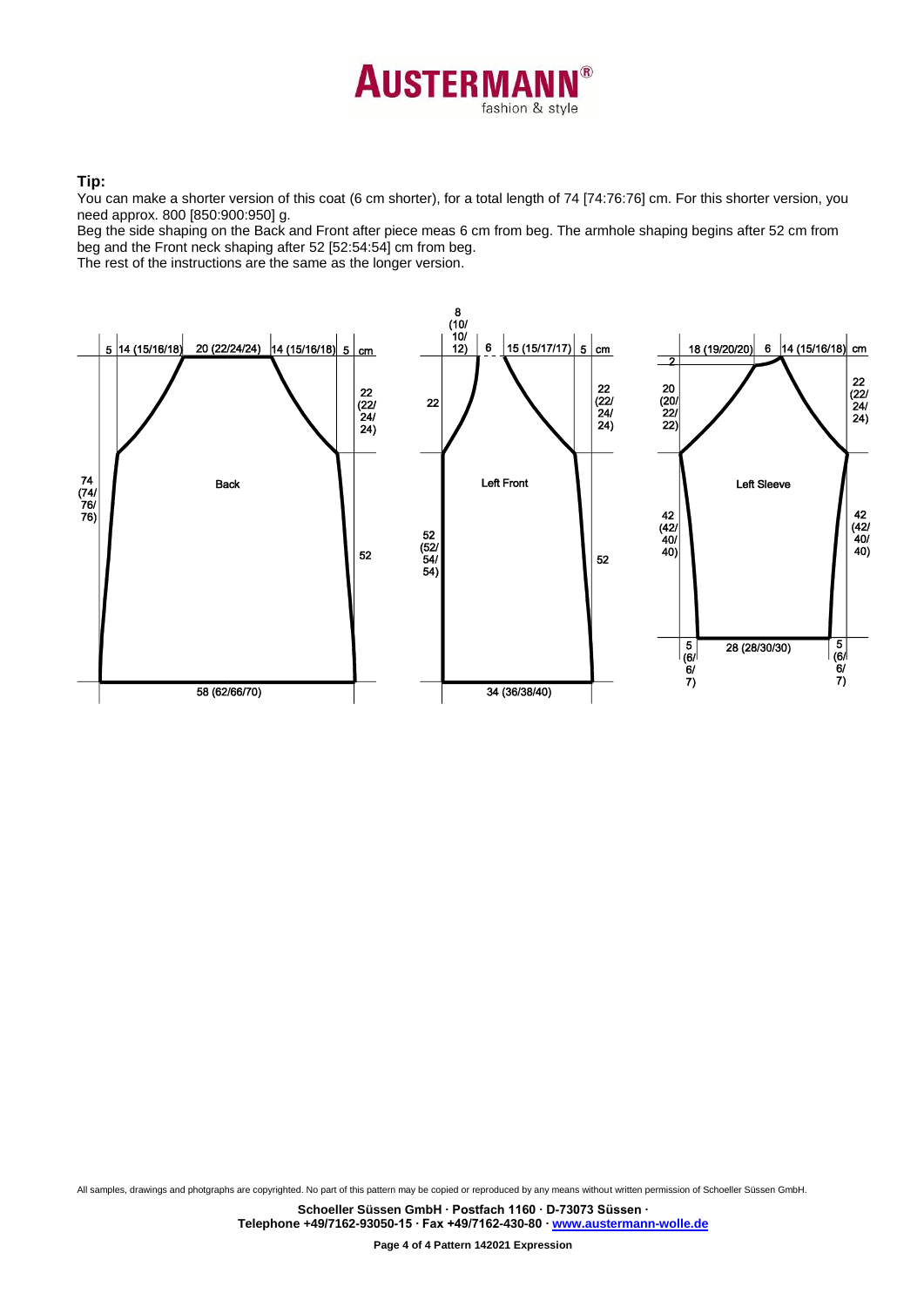**Tip:**

You can make a shorter version of this coat (6 cm shorter), for a total length of 74 [74:76:76] cm. For this shorter version, you need approx. 800 [850:900:950] g.

Beg the side shaping on the Back and Front after piece meas 6 cm from beg. The armhole shaping begins after 52 cm from beg and the Front neck shaping after 52 [52:54:54] cm from beg.

The rest of the instructions are the same as the longer version.

Back

5 | 14 (15/16/18) | 20 (22/24/24) | 14 (15/16/18) | 5 | cm

22 (22/ 24/ 24)

74 (74/ 76/ 76)

52

58 (62/66/70)

Left Front

8 (10/ 10/ 12) | 6 | 15 (15/17/17) | 5 | cm

22

22 (22/ 24/ 24)

52 (52/ 54/ 54)

52

34 (36/38/40)

Left Sleeve

18 (19/20/20) | 6 | 14 (15/16/18) | cm

2

20 (20/ 22/ 22)

22 (22/ 24/ 24)

42 (42/ 40/ 40)

42 (42/ 40/ 40)

5 (6/ 6/ 7)

28 (28/30/30)

5 (6/ 6/ 7)

All samples, drawings and photgraphs are copyrighted. No part of this pattern may be copied or reproduced by any means without written permission of Schoeller Süssen GmbH.

**Schoeller Süssen GmbH · Postfach 1160 · D-73073 Süssen ·**
**Telephone +49/7162-93050-15 · Fax +49/7162-430-80 · www.austermann-wolle.de**